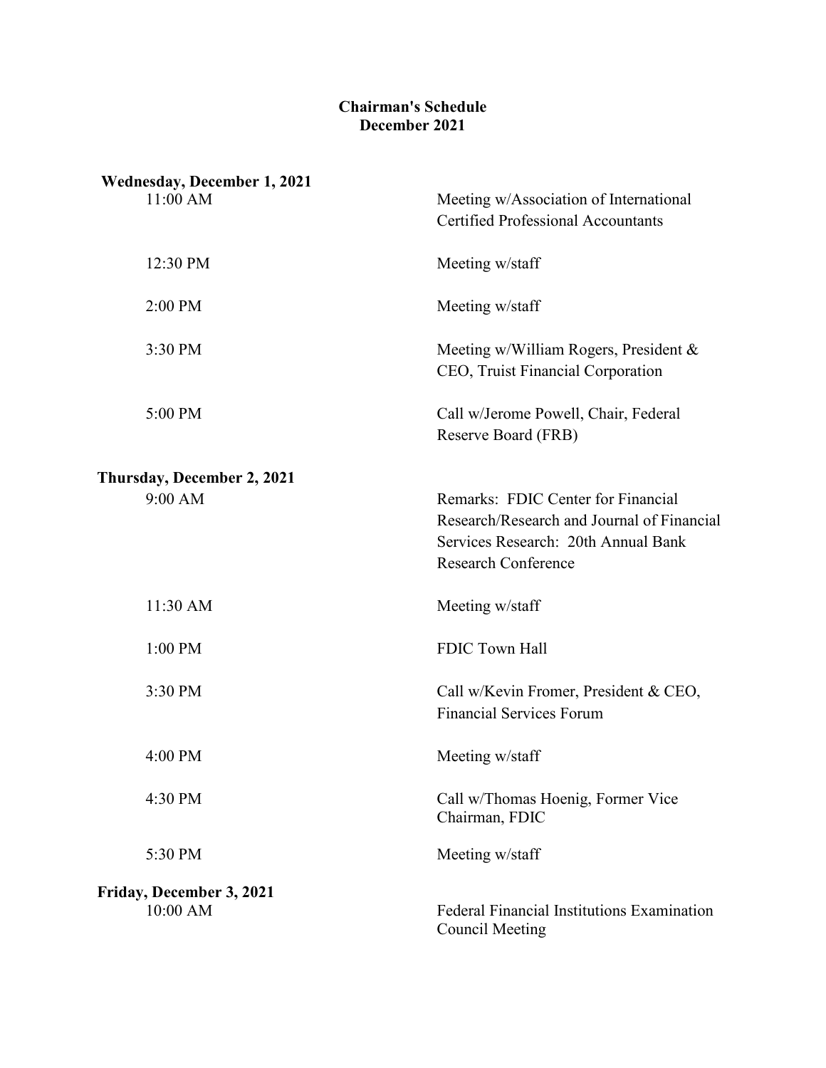# Chairman's Schedule
## December 2021

**Wednesday, December 1, 2021**

| | |
|---|---|
| 11:00 AM | Meeting w/Association of International Certified Professional Accountants |
| 12:30 PM | Meeting w/staff |
| 2:00 PM | Meeting w/staff |
| 3:30 PM | Meeting w/William Rogers, President & CEO, Truist Financial Corporation |
| 5:00 PM | Call w/Jerome Powell, Chair, Federal Reserve Board (FRB) |

**Thursday, December 2, 2021**

| | |
|---|---|
| 9:00 AM | Remarks: FDIC Center for Financial Research/Research and Journal of Financial Services Research: 20th Annual Bank Research Conference |
| 11:30 AM | Meeting w/staff |
| 1:00 PM | FDIC Town Hall |
| 3:30 PM | Call w/Kevin Fromer, President & CEO, Financial Services Forum |
| 4:00 PM | Meeting w/staff |
| 4:30 PM | Call w/Thomas Hoenig, Former Vice Chairman, FDIC |
| 5:30 PM | Meeting w/staff |

**Friday, December 3, 2021**

| | |
|---|---|
| 10:00 AM | Federal Financial Institutions Examination Council Meeting |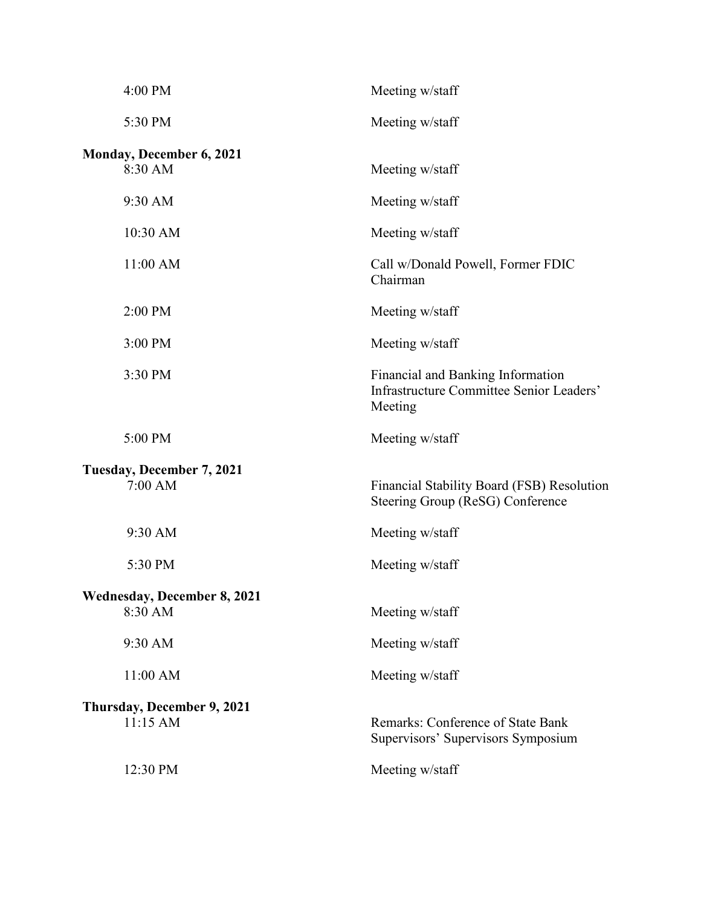| | |
|---|---|
| 4:00 PM | Meeting w/staff |
| 5:30 PM | Meeting w/staff |

**Monday, December 6, 2021**

| | |
|---|---|
| 8:30 AM | Meeting w/staff |
| 9:30 AM | Meeting w/staff |
| 10:30 AM | Meeting w/staff |
| 11:00 AM | Call w/Donald Powell, Former FDIC Chairman |
| 2:00 PM | Meeting w/staff |
| 3:00 PM | Meeting w/staff |
| 3:30 PM | Financial and Banking Information Infrastructure Committee Senior Leaders' Meeting |
| 5:00 PM | Meeting w/staff |

**Tuesday, December 7, 2021**

| | |
|---|---|
| 7:00 AM | Financial Stability Board (FSB) Resolution Steering Group (ReSG) Conference |
| 9:30 AM | Meeting w/staff |
| 5:30 PM | Meeting w/staff |

**Wednesday, December 8, 2021**

| | |
|---|---|
| 8:30 AM | Meeting w/staff |
| 9:30 AM | Meeting w/staff |
| 11:00 AM | Meeting w/staff |

**Thursday, December 9, 2021**

| | |
|---|---|
| 11:15 AM | Remarks: Conference of State Bank Supervisors' Supervisors Symposium |
| 12:30 PM | Meeting w/staff |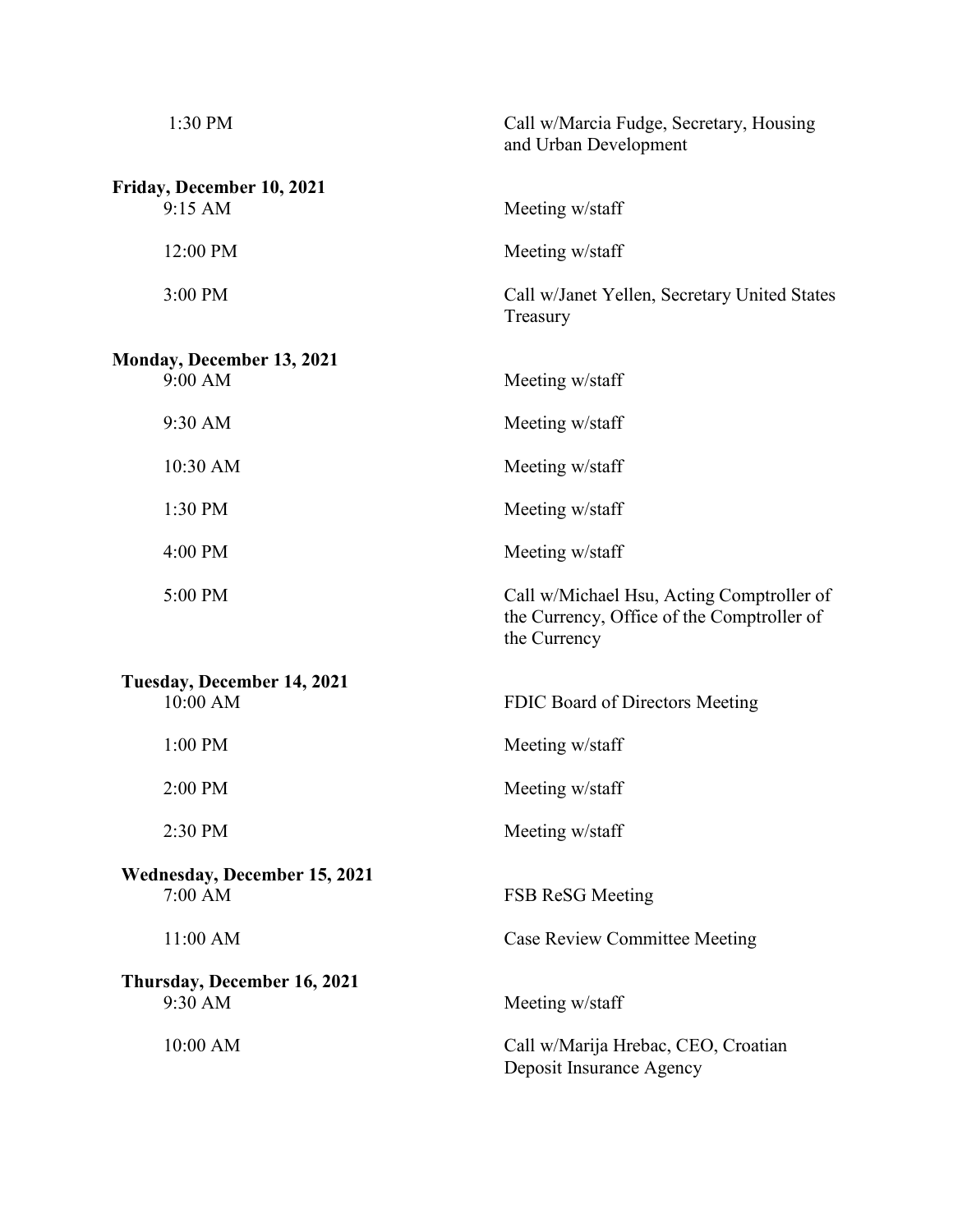| | |
|---|---|
| 1:30 PM | Call w/Marcia Fudge, Secretary, Housing and Urban Development |
| **Friday, December 10, 2021** | |
| 9:15 AM | Meeting w/staff |
| 12:00 PM | Meeting w/staff |
| 3:00 PM | Call w/Janet Yellen, Secretary United States Treasury |
| **Monday, December 13, 2021** | |
| 9:00 AM | Meeting w/staff |
| 9:30 AM | Meeting w/staff |
| 10:30 AM | Meeting w/staff |
| 1:30 PM | Meeting w/staff |
| 4:00 PM | Meeting w/staff |
| 5:00 PM | Call w/Michael Hsu, Acting Comptroller of the Currency, Office of the Comptroller of the Currency |
| **Tuesday, December 14, 2021** | |
| 10:00 AM | FDIC Board of Directors Meeting |
| 1:00 PM | Meeting w/staff |
| 2:00 PM | Meeting w/staff |
| 2:30 PM | Meeting w/staff |
| **Wednesday, December 15, 2021** | |
| 7:00 AM | FSB ReSG Meeting |
| 11:00 AM | Case Review Committee Meeting |
| **Thursday, December 16, 2021** | |
| 9:30 AM | Meeting w/staff |
| 10:00 AM | Call w/Marija Hrebac, CEO, Croatian Deposit Insurance Agency |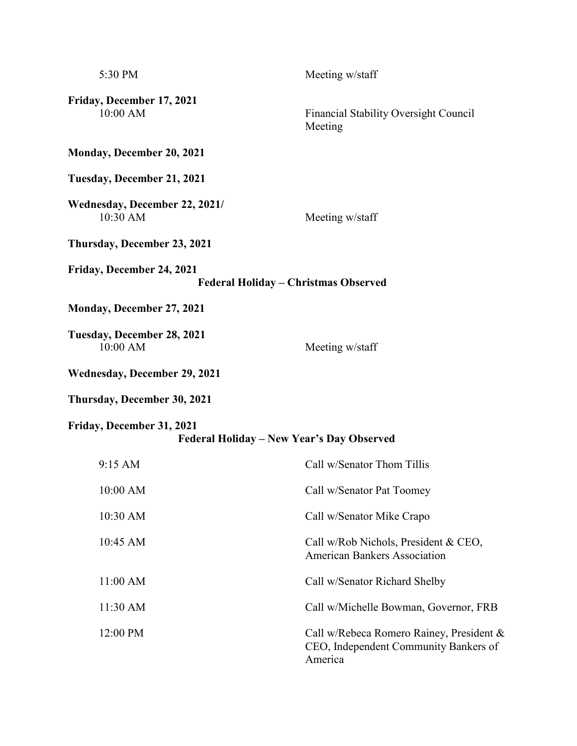| | |
|---|---|
| 5:30 PM | Meeting w/staff |

**Friday, December 17, 2021**

| | |
|---|---|
| 10:00 AM | Financial Stability Oversight Council Meeting |

**Monday, December 20, 2021**

**Tuesday, December 21, 2021**

**Wednesday, December 22, 2021/**

| | |
|---|---|
| 10:30 AM | Meeting w/staff |

**Thursday, December 23, 2021**

**Friday, December 24, 2021**

**Federal Holiday – Christmas Observed**

**Monday, December 27, 2021**

**Tuesday, December 28, 2021**

| | |
|---|---|
| 10:00 AM | Meeting w/staff |

**Wednesday, December 29, 2021**

**Thursday, December 30, 2021**

**Friday, December 31, 2021**

**Federal Holiday – New Year's Day Observed**

| | |
|---|---|
| 9:15 AM | Call w/Senator Thom Tillis |
| 10:00 AM | Call w/Senator Pat Toomey |
| 10:30 AM | Call w/Senator Mike Crapo |
| 10:45 AM | Call w/Rob Nichols, President & CEO, American Bankers Association |
| 11:00 AM | Call w/Senator Richard Shelby |
| 11:30 AM | Call w/Michelle Bowman, Governor, FRB |
| 12:00 PM | Call w/Rebeca Romero Rainey, President & CEO, Independent Community Bankers of America |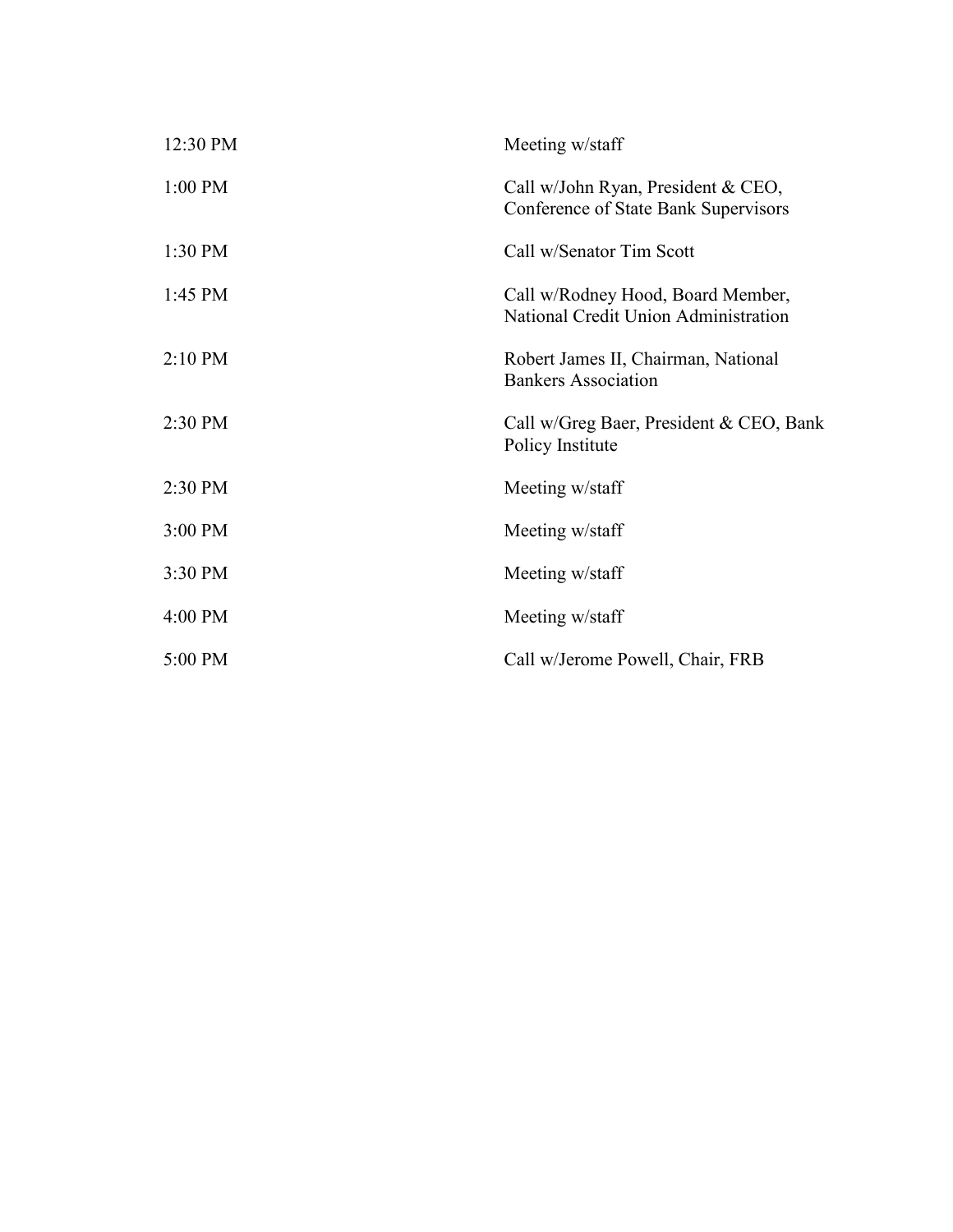| | |
|---|---|
| 12:30 PM | Meeting w/staff |
| 1:00 PM | Call w/John Ryan, President & CEO, Conference of State Bank Supervisors |
| 1:30 PM | Call w/Senator Tim Scott |
| 1:45 PM | Call w/Rodney Hood, Board Member, National Credit Union Administration |
| 2:10 PM | Robert James II, Chairman, National Bankers Association |
| 2:30 PM | Call w/Greg Baer, President & CEO, Bank Policy Institute |
| 2:30 PM | Meeting w/staff |
| 3:00 PM | Meeting w/staff |
| 3:30 PM | Meeting w/staff |
| 4:00 PM | Meeting w/staff |
| 5:00 PM | Call w/Jerome Powell, Chair, FRB |